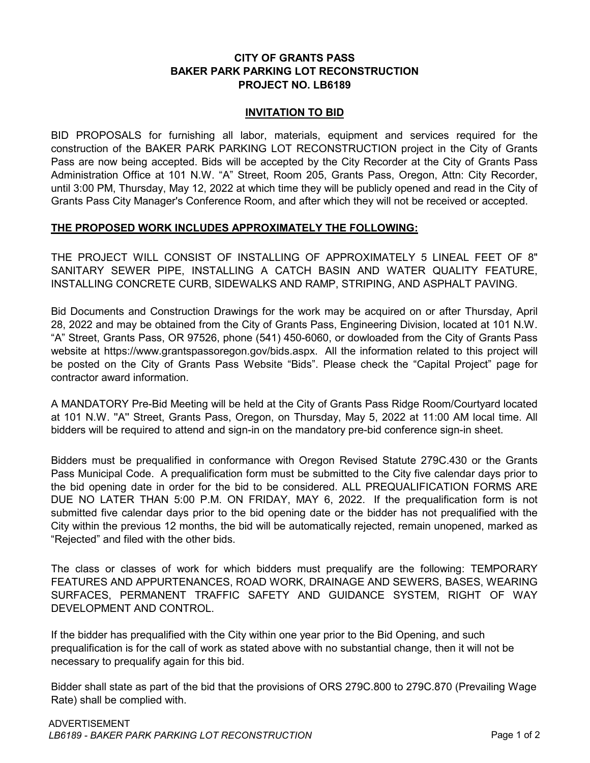**CITY OF GRANTS PASS**
**BAKER PARK PARKING LOT RECONSTRUCTION**
**PROJECT NO. LB6189**

## INVITATION TO BID

BID PROPOSALS for furnishing all labor, materials, equipment and services required for the construction of the BAKER PARK PARKING LOT RECONSTRUCTION project in the City of Grants Pass are now being accepted. Bids will be accepted by the City Recorder at the City of Grants Pass Administration Office at 101 N.W. "A" Street, Room 205, Grants Pass, Oregon, Attn: City Recorder, until 3:00 PM, Thursday, May 12, 2022 at which time they will be publicly opened and read in the City of Grants Pass City Manager's Conference Room, and after which they will not be received or accepted.

**THE PROPOSED WORK INCLUDES APPROXIMATELY THE FOLLOWING:**

THE PROJECT WILL CONSIST OF INSTALLING OF APPROXIMATELY 5 LINEAL FEET OF 8" SANITARY SEWER PIPE, INSTALLING A CATCH BASIN AND WATER QUALITY FEATURE, INSTALLING CONCRETE CURB, SIDEWALKS AND RAMP, STRIPING, AND ASPHALT PAVING.

Bid Documents and Construction Drawings for the work may be acquired on or after Thursday, April 28, 2022 and may be obtained from the City of Grants Pass, Engineering Division, located at 101 N.W. "A" Street, Grants Pass, OR 97526, phone (541) 450-6060, or dowloaded from the City of Grants Pass website at https://www.grantspassoregon.gov/bids.aspx. All the information related to this project will be posted on the City of Grants Pass Website "Bids". Please check the "Capital Project" page for contractor award information.

A MANDATORY Pre-Bid Meeting will be held at the City of Grants Pass Ridge Room/Courtyard located at 101 N.W. "A" Street, Grants Pass, Oregon, on Thursday, May 5, 2022 at 11:00 AM local time. All bidders will be required to attend and sign-in on the mandatory pre-bid conference sign-in sheet.

Bidders must be prequalified in conformance with Oregon Revised Statute 279C.430 or the Grants Pass Municipal Code. A prequalification form must be submitted to the City five calendar days prior to the bid opening date in order for the bid to be considered. ALL PREQUALIFICATION FORMS ARE DUE NO LATER THAN 5:00 P.M. ON FRIDAY, MAY 6, 2022. If the prequalification form is not submitted five calendar days prior to the bid opening date or the bidder has not prequalified with the City within the previous 12 months, the bid will be automatically rejected, remain unopened, marked as "Rejected" and filed with the other bids.

The class or classes of work for which bidders must prequalify are the following: TEMPORARY FEATURES AND APPURTENANCES, ROAD WORK, DRAINAGE AND SEWERS, BASES, WEARING SURFACES, PERMANENT TRAFFIC SAFETY AND GUIDANCE SYSTEM, RIGHT OF WAY DEVELOPMENT AND CONTROL.

If the bidder has prequalified with the City within one year prior to the Bid Opening, and such prequalification is for the call of work as stated above with no substantial change, then it will not be necessary to prequalify again for this bid.

Bidder shall state as part of the bid that the provisions of ORS 279C.800 to 279C.870 (Prevailing Wage Rate) shall be complied with.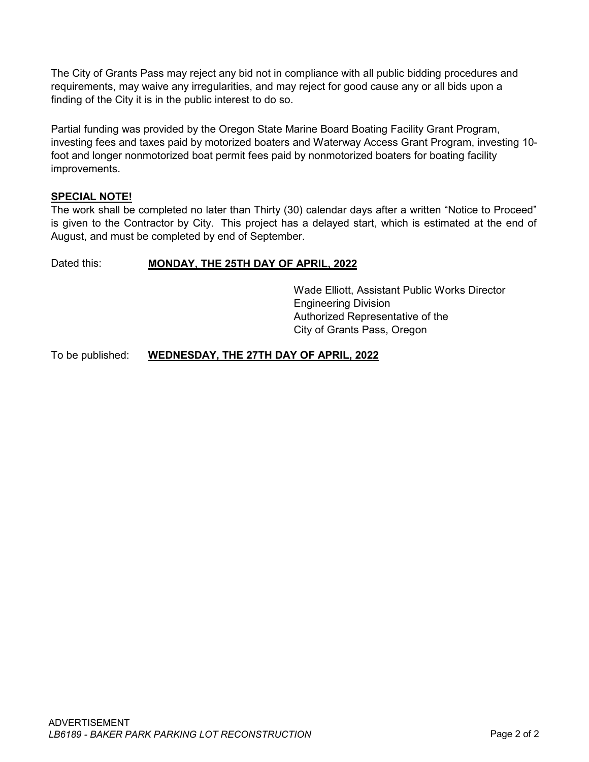The City of Grants Pass may reject any bid not in compliance with all public bidding procedures and requirements, may waive any irregularities, and may reject for good cause any or all bids upon a finding of the City it is in the public interest to do so.

Partial funding was provided by the Oregon State Marine Board Boating Facility Grant Program, investing fees and taxes paid by motorized boaters and Waterway Access Grant Program, investing 10-foot and longer nonmotorized boat permit fees paid by nonmotorized boaters for boating facility improvements.

**SPECIAL NOTE!**

The work shall be completed no later than Thirty (30) calendar days after a written "Notice to Proceed" is given to the Contractor by City. This project has a delayed start, which is estimated at the end of August, and must be completed by end of September.

Dated this: **MONDAY, THE 25TH DAY OF APRIL, 2022**

Wade Elliott, Assistant Public Works Director
Engineering Division
Authorized Representative of the
City of Grants Pass, Oregon

To be published: **WEDNESDAY, THE 27TH DAY OF APRIL, 2022**